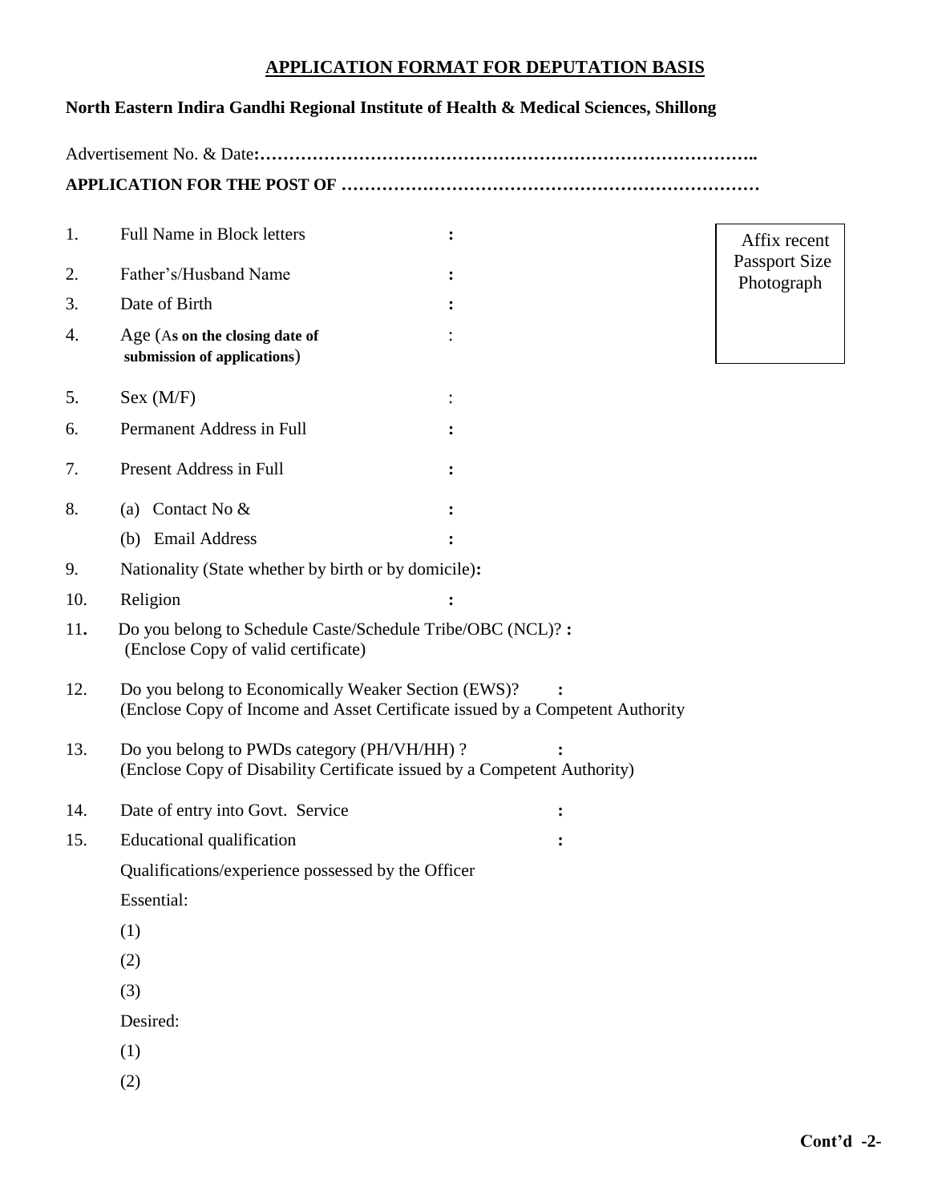# APPLICATION FORMAT FOR DEPUTATION BASIS

**North Eastern Indira Gandhi Regional Institute of Health & Medical Sciences, Shillong**

Advertisement No. & Date**:…………………………………………………………………………..**

**APPLICATION FOR THE POST OF ………………………………………………………………**

| Affix recent Passport Size Photograph |
|---|

1. Full Name in Block letters :
2. Father's/Husband Name :
3. Date of Birth :
4. Age (**As on the closing date of submission of applications**) :
5. Sex (M/F) :
6. Permanent Address in Full :
7. Present Address in Full :
8. (a) Contact No & :
   (b) Email Address :
9. Nationality (State whether by birth or by domicile)**:**
10. Religion :
11. Do you belong to Schedule Caste/Schedule Tribe/OBC (NCL)? **:**
    (Enclose Copy of valid certificate)
12. Do you belong to Economically Weaker Section (EWS)? :
    (Enclose Copy of Income and Asset Certificate issued by a Competent Authority
13. Do you belong to PWDs category (PH/VH/HH) ? :
    (Enclose Copy of Disability Certificate issued by a Competent Authority)
14. Date of entry into Govt. Service :
15. Educational qualification :

    Qualifications/experience possessed by the Officer

    Essential:

    (1)

    (2)

    (3)

    Desired:

    (1)

    (2)

**Cont'd -2-**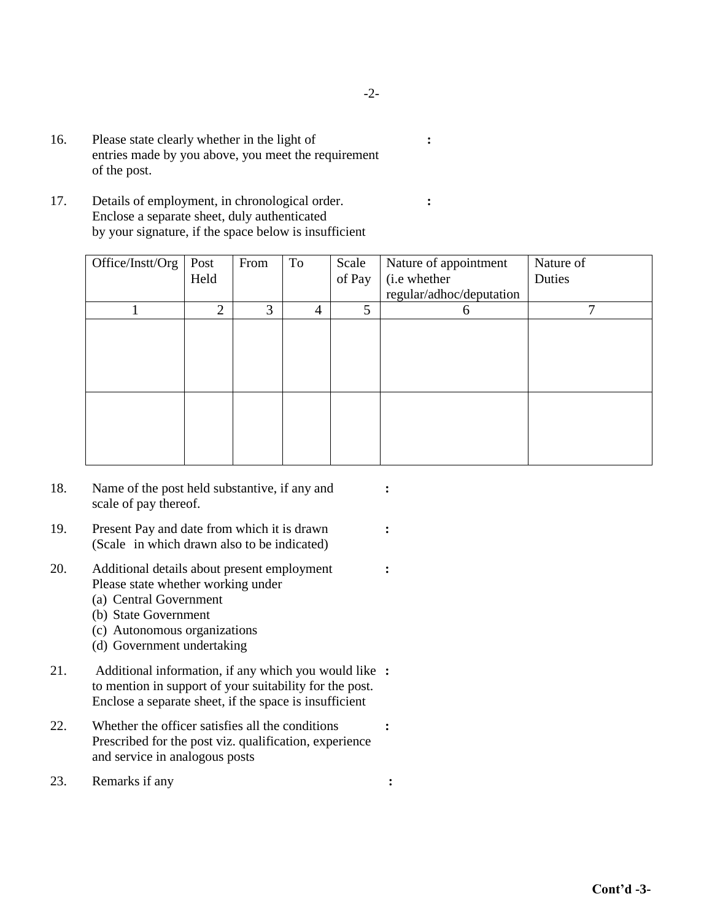16. Please state clearly whether in the light of entries made by you above, you meet the requirement of the post. :

17. Details of employment, in chronological order. Enclose a separate sheet, duly authenticated by your signature, if the space below is insufficient :

| Office/Instt/Org | Post Held | From | To | Scale of Pay | Nature of appointment (i.e whether regular/adhoc/deputation | Nature of Duties |
|---|---|---|---|---|---|---|
| 1 | 2 | 3 | 4 | 5 | 6 | 7 |
| | | | | | | |
| | | | | | | |

18. Name of the post held substantive, if any and scale of pay thereof. :

19. Present Pay and date from which it is drawn (Scale in which drawn also to be indicated) :

20. Additional details about present employment Please state whether working under :
    (a) Central Government
    (b) State Government
    (c) Autonomous organizations
    (d) Government undertaking

21. Additional information, if any which you would like to mention in support of your suitability for the post. Enclose a separate sheet, if the space is insufficient :

22. Whether the officer satisfies all the conditions Prescribed for the post viz. qualification, experience and service in analogous posts :

23. Remarks if any :

**Cont'd -3-**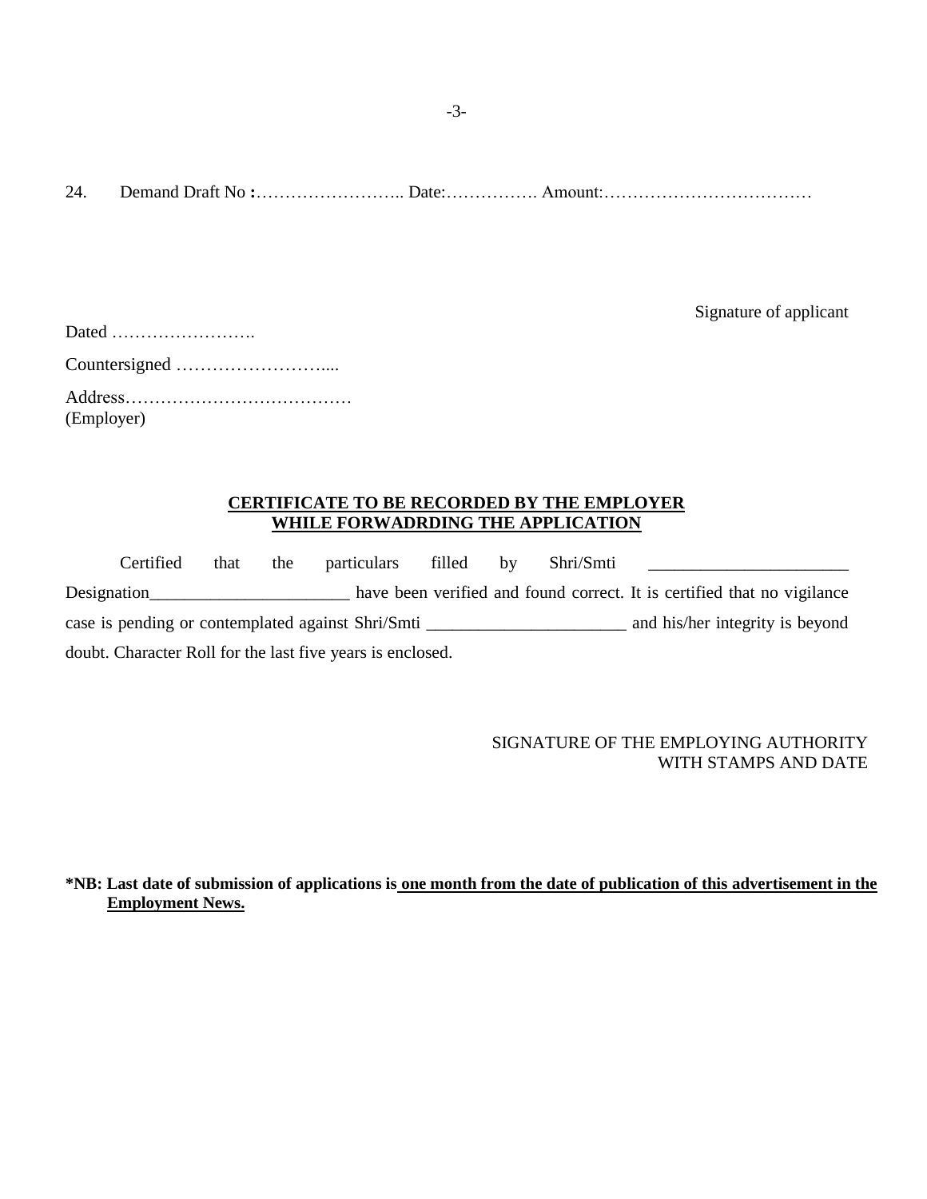24. Demand Draft No **:**…………………….. Date:……………. Amount:………………………………

Signature of applicant

Dated …………………….

Countersigned …………………….....

Address…………………………………
(Employer)

**<u>CERTIFICATE TO BE RECORDED BY THE EMPLOYER WHILE FORWADRDING THE APPLICATION</u>**

Certified that the particulars filled by Shri/Smti _______________________ Designation_______________________ have been verified and found correct. It is certified that no vigilance case is pending or contemplated against Shri/Smti _______________________ and his/her integrity is beyond doubt. Character Roll for the last five years is enclosed.

SIGNATURE OF THE EMPLOYING AUTHORITY
WITH STAMPS AND DATE

**\*NB: Last date of submission of applications is <u>one month from the date of publication of this advertisement in the Employment News.</u>**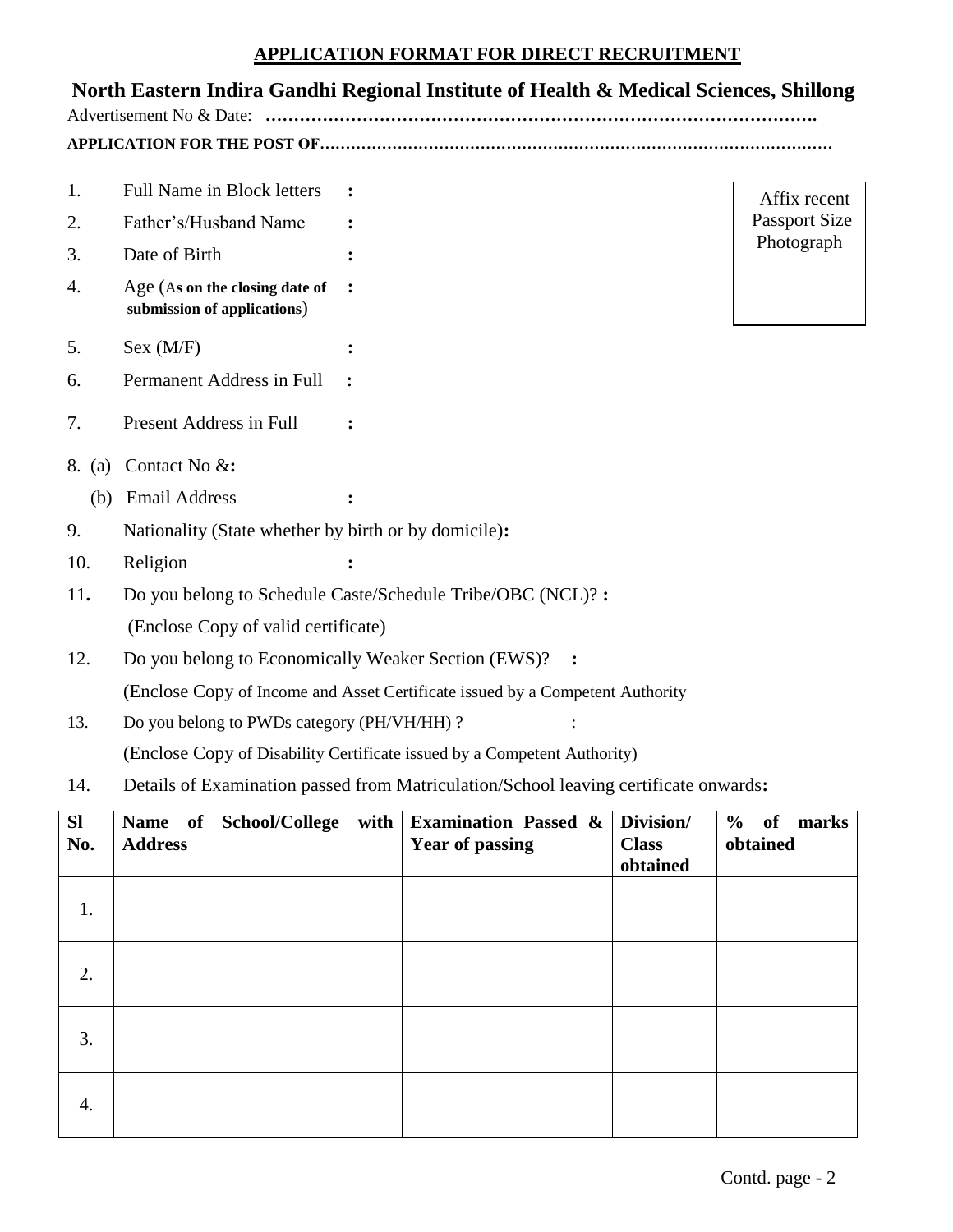## APPLICATION FORMAT FOR DIRECT RECRUITMENT

## North Eastern Indira Gandhi Regional Institute of Health & Medical Sciences, Shillong

Advertisement No & Date: **…………………………………………………………………………………….**

**APPLICATION FOR THE POST OF……………………………………………………………………………………**

Affix recent Passport Size Photograph

1. Full Name in Block letters **:**
2. Father's/Husband Name **:**
3. Date of Birth **:**
4. Age (A**s on the closing date of submission of applications**) **:**
5. Sex (M/F) **:**
6. Permanent Address in Full **:**
7. Present Address in Full **:**
8. (a) Contact No &**:**
   (b) Email Address **:**
9. Nationality (State whether by birth or by domicile)**:**
10. Religion **:**
11. Do you belong to Schedule Caste/Schedule Tribe/OBC (NCL)? **:**
    (Enclose Copy of valid certificate)
12. Do you belong to Economically Weaker Section (EWS)? **:**
    (Enclose Copy of Income and Asset Certificate issued by a Competent Authority
13. Do you belong to PWDs category (PH/VH/HH) ? :
    (Enclose Copy of Disability Certificate issued by a Competent Authority)
14. Details of Examination passed from Matriculation/School leaving certificate onwards**:**

| **Sl No.** | **Name of School/College with Address** | **Examination Passed & Year of passing** | **Division/ Class obtained** | **% of marks obtained** |
|---|---|---|---|---|
| 1. | | | | |
| 2. | | | | |
| 3. | | | | |
| 4. | | | | |

Contd. page - 2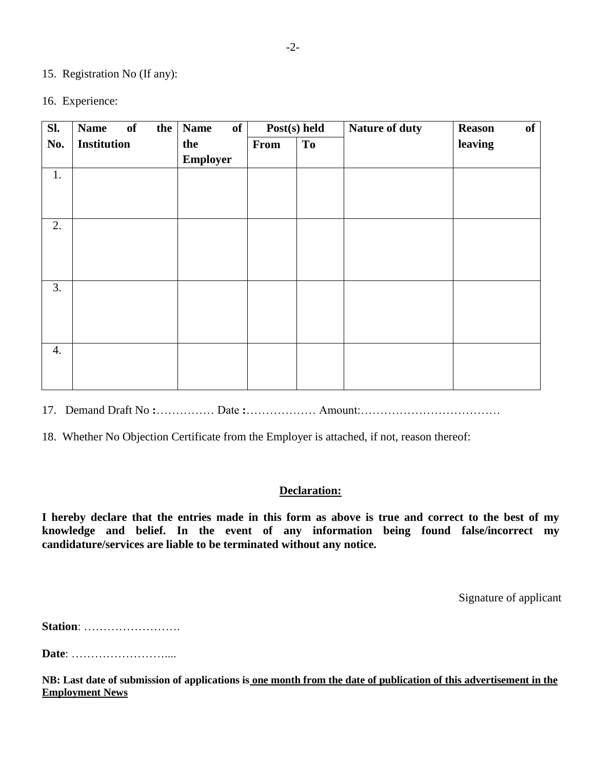15. Registration No (If any):

16. Experience:

| Sl. No. | Name of the Institution | Name of the Employer | Post(s) held | | Nature of duty | Reason of leaving |
|---|---|---|---|---|---|---|
| | | | From | To | | |
| 1. | | | | | | |
| 2. | | | | | | |
| 3. | | | | | | |
| 4. | | | | | | |

17. Demand Draft No **:**…………… Date **:**……………… Amount:………………………………

18. Whether No Objection Certificate from the Employer is attached, if not, reason thereof:

## **<u>Declaration:</u>**

**I hereby declare that the entries made in this form as above is true and correct to the best of my knowledge and belief. In the event of any information being found false/incorrect my candidature/services are liable to be terminated without any notice.**

Signature of applicant

**Station**: …………………….

**Date**: ……………………....

**NB: Last date of submission of applications is <u>one month from the date of publication of this advertisement in the Employment News</u>**